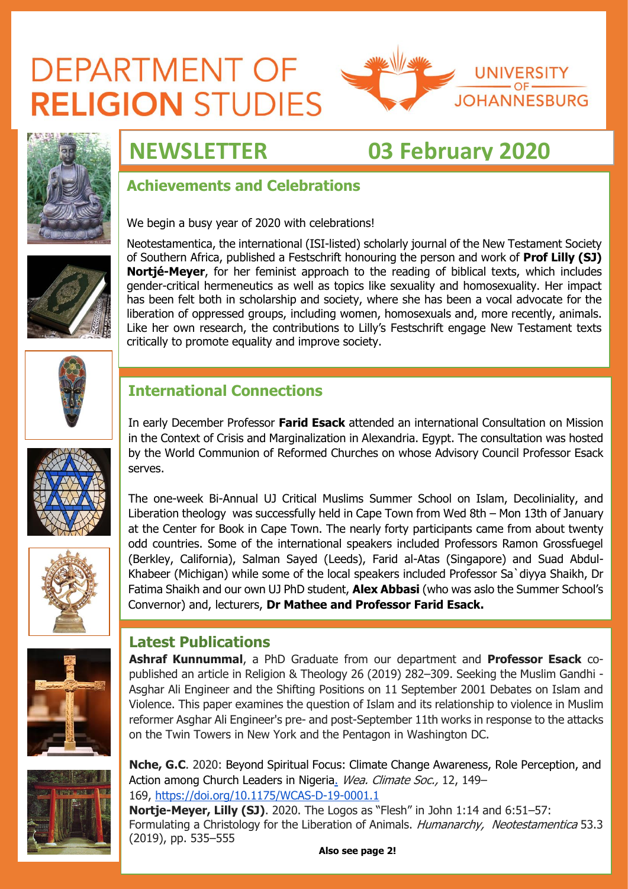# DEPARTMENT OF RELIGION STUDIES

UNIVERSITY OF JOHANNESBURG

## NEWSLETTER 03 February 2020

### Achievements and Celebrations

We begin a busy year of 2020 with celebrations!

Neotestamentica, the international (ISI-listed) scholarly journal of the New Testament Society of Southern Africa, published a Festschrift honouring the person and work of **Prof Lilly (SJ) Nortjé-Meyer**, for her feminist approach to the reading of biblical texts, which includes gender-critical hermeneutics as well as topics like sexuality and homosexuality. Her impact has been felt both in scholarship and society, where she has been a vocal advocate for the liberation of oppressed groups, including women, homosexuals and, more recently, animals. Like her own research, the contributions to Lilly's Festschrift engage New Testament texts critically to promote equality and improve society.

### International Connections

In early December Professor **Farid Esack** attended an international Consultation on Mission in the Context of Crisis and Marginalization in Alexandria. Egypt. The consultation was hosted by the World Communion of Reformed Churches on whose Advisory Council Professor Esack serves.

The one-week Bi-Annual UJ Critical Muslims Summer School on Islam, Decoloniality, and Liberation theology was successfully held in Cape Town from Wed 8th – Mon 13th of January at the Center for Book in Cape Town. The nearly forty participants came from about twenty odd countries. Some of the international speakers included Professors Ramon Grossfuegel (Berkley, California), Salman Sayed (Leeds), Farid al-Atas (Singapore) and Suad Abdul-Khabeer (Michigan) while some of the local speakers included Professor Sa`diyya Shaikh, Dr Fatima Shaikh and our own UJ PhD student, **Alex Abbasi** (who was aslo the Summer School's Convernor) and, lecturers, **Dr Mathee and Professor Farid Esack.**

### Latest Publications

**Ashraf Kunnummal**, a PhD Graduate from our department and **Professor Esack** co-published an article in Religion & Theology 26 (2019) 282–309. Seeking the Muslim Gandhi - Asghar Ali Engineer and the Shifting Positions on 11 September 2001 Debates on Islam and Violence. This paper examines the question of Islam and its relationship to violence in Muslim reformer Asghar Ali Engineer's pre- and post-September 11th works in response to the attacks on the Twin Towers in New York and the Pentagon in Washington DC.

**Nche, G.C**. 2020: Beyond Spiritual Focus: Climate Change Awareness, Role Perception, and Action among Church Leaders in Nigeria. *Wea. Climate Soc.,* 12, 149–169, https://doi.org/10.1175/WCAS-D-19-0001.1

**Nortje-Meyer, Lilly (SJ)**. 2020. The Logos as "Flesh" in John 1:14 and 6:51–57: Formulating a Christology for the Liberation of Animals. *Humanarchy, Neotestamentica* 53.3 (2019), pp. 535–555

**Also see page 2!**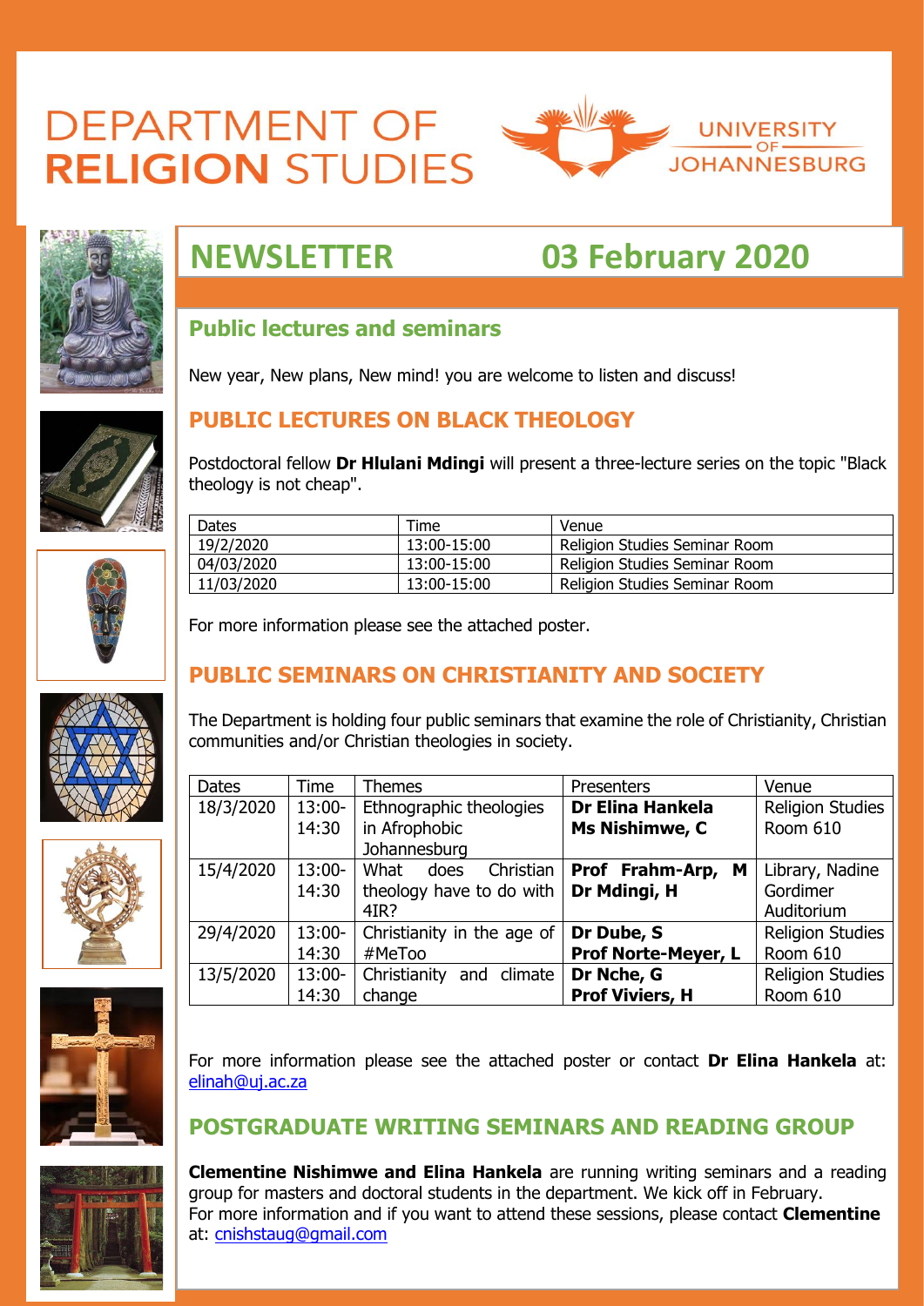# DEPARTMENT OF RELIGION STUDIES

UNIVERSITY OF JOHANNESBURG

## NEWSLETTER 03 February 2020

### Public lectures and seminars

New year, New plans, New mind! you are welcome to listen and discuss!

### PUBLIC LECTURES ON BLACK THEOLOGY

Postdoctoral fellow **Dr Hlulani Mdingi** will present a three-lecture series on the topic "Black theology is not cheap".

| Dates | Time | Venue |
|---|---|---|
| 19/2/2020 | 13:00-15:00 | Religion Studies Seminar Room |
| 04/03/2020 | 13:00-15:00 | Religion Studies Seminar Room |
| 11/03/2020 | 13:00-15:00 | Religion Studies Seminar Room |

For more information please see the attached poster.

### PUBLIC SEMINARS ON CHRISTIANITY AND SOCIETY

The Department is holding four public seminars that examine the role of Christianity, Christian communities and/or Christian theologies in society.

| Dates | Time | Themes | Presenters | Venue |
|---|---|---|---|---|
| 18/3/2020 | 13:00-14:30 | Ethnographic theologies in Afrophobic Johannesburg | **Dr Elina Hankela** **Ms Nishimwe, C** | Religion Studies Room 610 |
| 15/4/2020 | 13:00-14:30 | What does Christian theology have to do with 4IR? | **Prof Frahm-Arp, M** **Dr Mdingi, H** | Library, Nadine Gordimer Auditorium |
| 29/4/2020 | 13:00-14:30 | Christianity in the age of #MeToo | **Dr Dube, S** **Prof Norte-Meyer, L** | Religion Studies Room 610 |
| 13/5/2020 | 13:00-14:30 | Christianity and climate change | **Dr Nche, G** **Prof Viviers, H** | Religion Studies Room 610 |

For more information please see the attached poster or contact **Dr Elina Hankela** at: elinah@uj.ac.za

### POSTGRADUATE WRITING SEMINARS AND READING GROUP

**Clementine Nishimwe and Elina Hankela** are running writing seminars and a reading group for masters and doctoral students in the department. We kick off in February.
For more information and if you want to attend these sessions, please contact **Clementine** at: cnishstaug@gmail.com